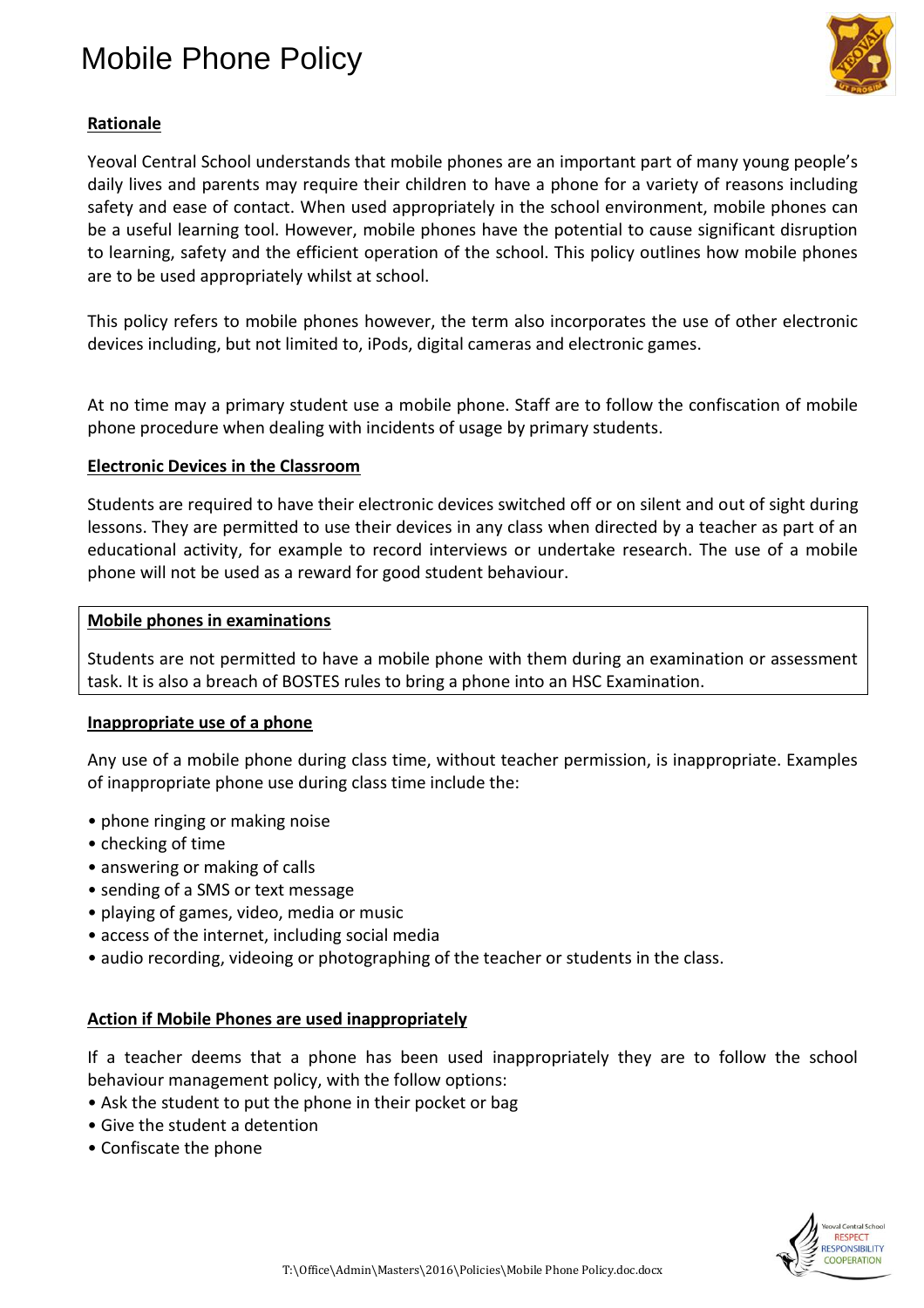# Mobile Phone Policy

## Rationale

Yeoval Central School understands that mobile phones are an important part of many young people's daily lives and parents may require their children to have a phone for a variety of reasons including safety and ease of contact. When used appropriately in the school environment, mobile phones can be a useful learning tool. However, mobile phones have the potential to cause significant disruption to learning, safety and the efficient operation of the school. This policy outlines how mobile phones are to be used appropriately whilst at school.

This policy refers to mobile phones however, the term also incorporates the use of other electronic devices including, but not limited to, iPods, digital cameras and electronic games.

At no time may a primary student use a mobile phone. Staff are to follow the confiscation of mobile phone procedure when dealing with incidents of usage by primary students.

## Electronic Devices in the Classroom

Students are required to have their electronic devices switched off or on silent and out of sight during lessons. They are permitted to use their devices in any class when directed by a teacher as part of an educational activity, for example to record interviews or undertake research. The use of a mobile phone will not be used as a reward for good student behaviour.

## Mobile phones in examinations

Students are not permitted to have a mobile phone with them during an examination or assessment task. It is also a breach of BOSTES rules to bring a phone into an HSC Examination.

## Inappropriate use of a phone

Any use of a mobile phone during class time, without teacher permission, is inappropriate. Examples of inappropriate phone use during class time include the:

- phone ringing or making noise
- checking of time
- answering or making of calls
- sending of a SMS or text message
- playing of games, video, media or music
- access of the internet, including social media
- audio recording, videoing or photographing of the teacher or students in the class.

## Action if Mobile Phones are used inappropriately

If a teacher deems that a phone has been used inappropriately they are to follow the school behaviour management policy, with the follow options:

- Ask the student to put the phone in their pocket or bag
- Give the student a detention
- Confiscate the phone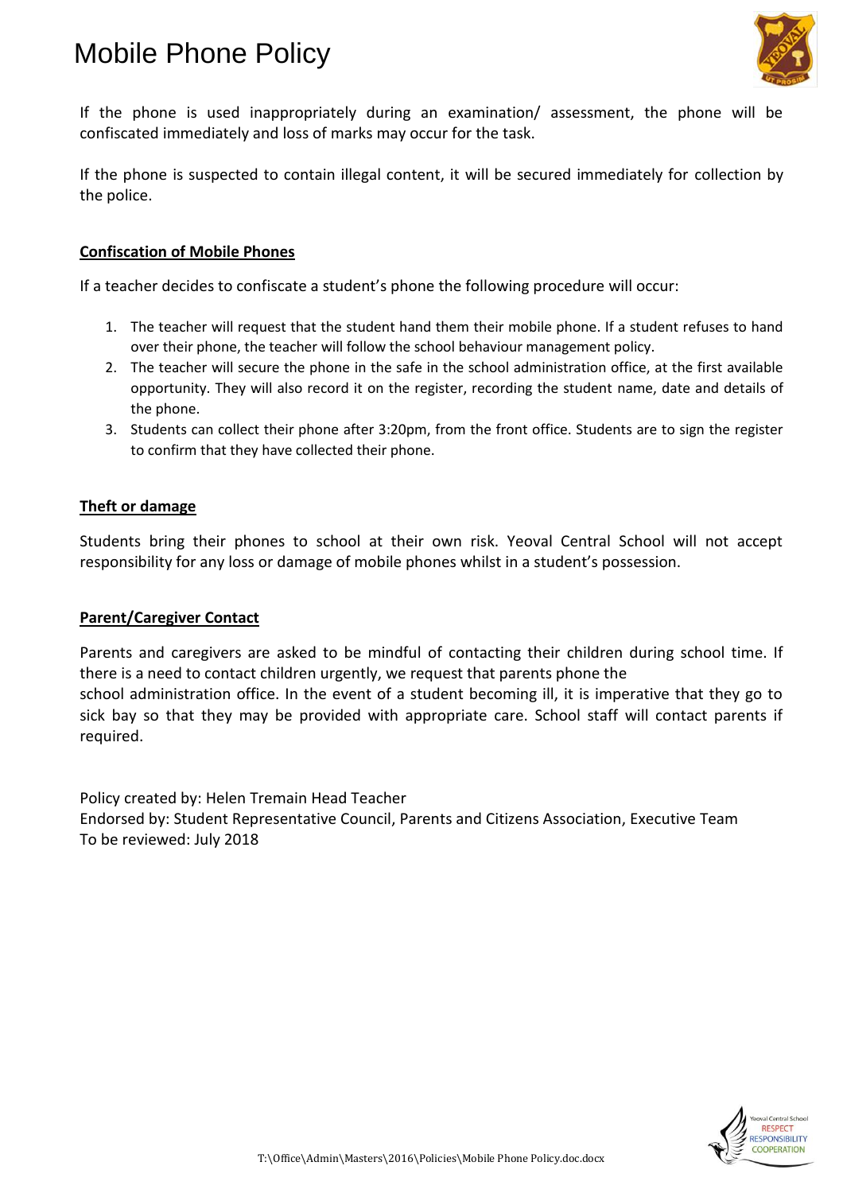# Mobile Phone Policy

If the phone is used inappropriately during an examination/ assessment, the phone will be confiscated immediately and loss of marks may occur for the task.

If the phone is suspected to contain illegal content, it will be secured immediately for collection by the police.

## Confiscation of Mobile Phones

If a teacher decides to confiscate a student's phone the following procedure will occur:

1. The teacher will request that the student hand them their mobile phone. If a student refuses to hand over their phone, the teacher will follow the school behaviour management policy.
2. The teacher will secure the phone in the safe in the school administration office, at the first available opportunity. They will also record it on the register, recording the student name, date and details of the phone.
3. Students can collect their phone after 3:20pm, from the front office. Students are to sign the register to confirm that they have collected their phone.

## Theft or damage

Students bring their phones to school at their own risk. Yeoval Central School will not accept responsibility for any loss or damage of mobile phones whilst in a student's possession.

## Parent/Caregiver Contact

Parents and caregivers are asked to be mindful of contacting their children during school time. If there is a need to contact children urgently, we request that parents phone the school administration office. In the event of a student becoming ill, it is imperative that they go to sick bay so that they may be provided with appropriate care. School staff will contact parents if required.

Policy created by: Helen Tremain Head Teacher
Endorsed by: Student Representative Council, Parents and Citizens Association, Executive Team
To be reviewed: July 2018